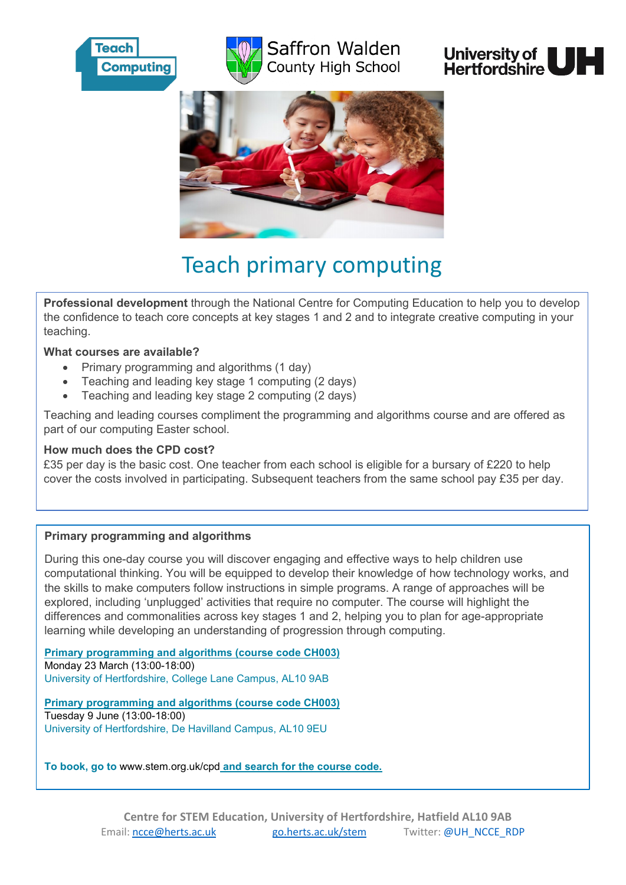# Teach primary computing

**Professional development** through the National Centre for Computing Education to help you to develop the confidence to teach core concepts at key stages 1 and 2 and to integrate creative computing in your teaching.

**What courses are available?**

- Primary programming and algorithms (1 day)
- Teaching and leading key stage 1 computing (2 days)
- Teaching and leading key stage 2 computing (2 days)

Teaching and leading courses compliment the programming and algorithms course and are offered as part of our computing Easter school.

**How much does the CPD cost?**

£35 per day is the basic cost. One teacher from each school is eligible for a bursary of £220 to help cover the costs involved in participating. Subsequent teachers from the same school pay £35 per day.

### Primary programming and algorithms

During this one-day course you will discover engaging and effective ways to help children use computational thinking. You will be equipped to develop their knowledge of how technology works, and the skills to make computers follow instructions in simple programs. A range of approaches will be explored, including 'unplugged' activities that require no computer. The course will highlight the differences and commonalities across key stages 1 and 2, helping you to plan for age-appropriate learning while developing an understanding of progression through computing.

**Primary programming and algorithms (course code CH003)**
Monday 23 March (13:00-18:00)
University of Hertfordshire, College Lane Campus, AL10 9AB

**Primary programming and algorithms (course code CH003)**
Tuesday 9 June (13:00-18:00)
University of Hertfordshire, De Havilland Campus, AL10 9EU

**To book, go to** www.stem.org.uk/cpd **and search for the course code.**

Centre for STEM Education, University of Hertfordshire, Hatfield AL10 9AB
Email: ncce@herts.ac.uk go.herts.ac.uk/stem Twitter: @UH_NCCE_RDP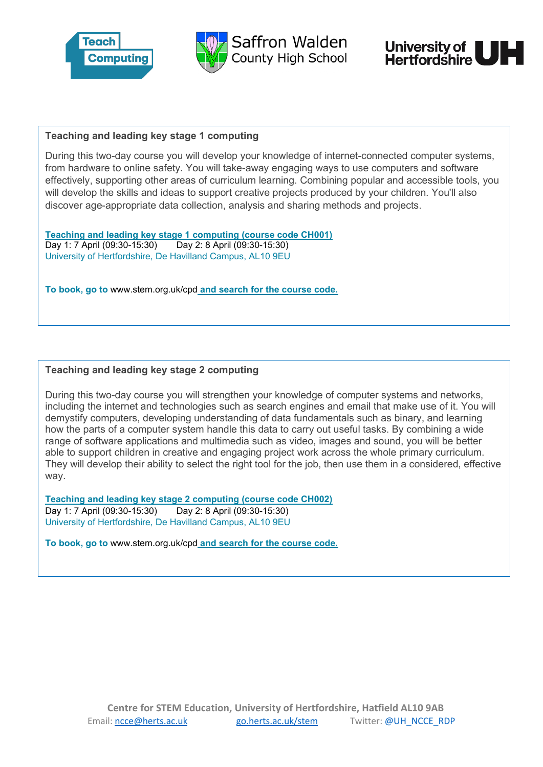## Teaching and leading key stage 1 computing

During this two-day course you will develop your knowledge of internet-connected computer systems, from hardware to online safety. You will take-away engaging ways to use computers and software effectively, supporting other areas of curriculum learning. Combining popular and accessible tools, you will develop the skills and ideas to support creative projects produced by your children. You'll also discover age-appropriate data collection, analysis and sharing methods and projects.

**Teaching and leading key stage 1 computing (course code CH001)**
Day 1: 7 April (09:30-15:30)    Day 2: 8 April (09:30-15:30)
University of Hertfordshire, De Havilland Campus, AL10 9EU

**To book, go to** www.stem.org.uk/cpd **and search for the course code.**

## Teaching and leading key stage 2 computing

During this two-day course you will strengthen your knowledge of computer systems and networks, including the internet and technologies such as search engines and email that make use of it. You will demystify computers, developing understanding of data fundamentals such as binary, and learning how the parts of a computer system handle this data to carry out useful tasks. By combining a wide range of software applications and multimedia such as video, images and sound, you will be better able to support children in creative and engaging project work across the whole primary curriculum. They will develop their ability to select the right tool for the job, then use them in a considered, effective way.

**Teaching and leading key stage 2 computing (course code CH002)**
Day 1: 7 April (09:30-15:30)    Day 2: 8 April (09:30-15:30)
University of Hertfordshire, De Havilland Campus, AL10 9EU

**To book, go to** www.stem.org.uk/cpd **and search for the course code.**

**Centre for STEM Education, University of Hertfordshire, Hatfield AL10 9AB**
Email: ncce@herts.ac.uk    go.herts.ac.uk/stem    Twitter: @UH_NCCE_RDP